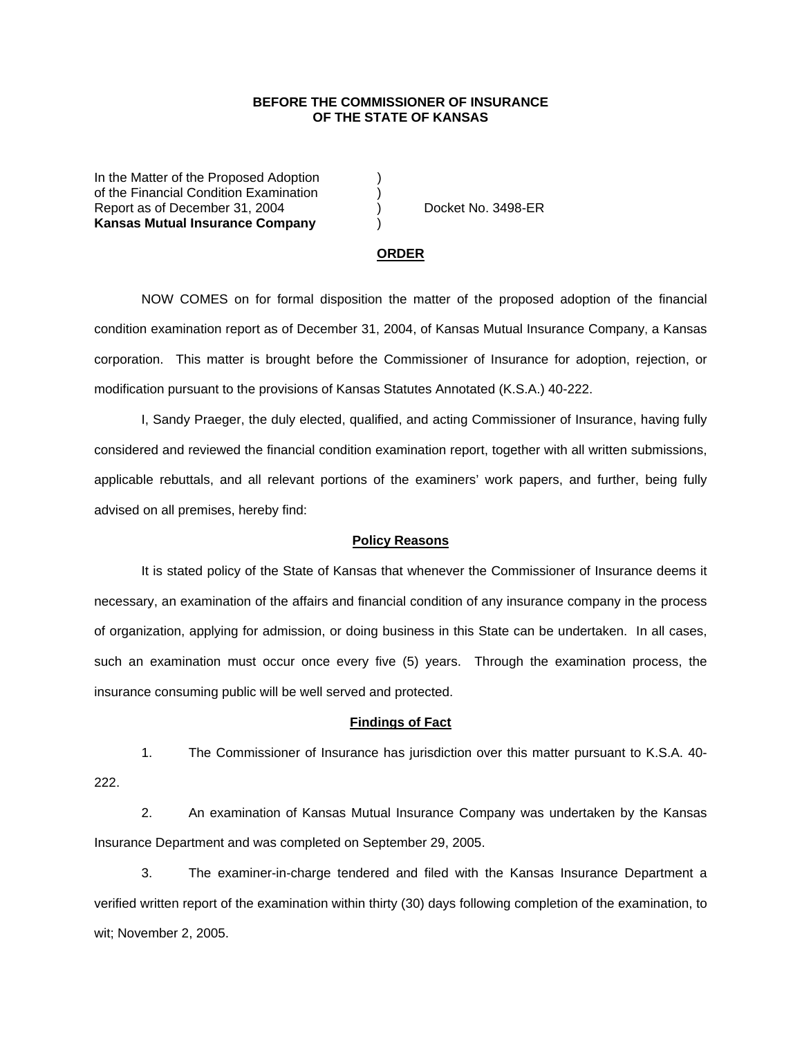**BEFORE THE COMMISSIONER OF INSURANCE**
**OF THE STATE OF KANSAS**

| | | |
|---|---|---|
| In the Matter of the Proposed Adoption | ) | |
| of the Financial Condition Examination | ) | |
| Report as of December 31, 2004 | ) | Docket No. 3498-ER |
| **Kansas Mutual Insurance Company** | ) | |

**ORDER**

NOW COMES on for formal disposition the matter of the proposed adoption of the financial condition examination report as of December 31, 2004, of Kansas Mutual Insurance Company, a Kansas corporation. This matter is brought before the Commissioner of Insurance for adoption, rejection, or modification pursuant to the provisions of Kansas Statutes Annotated (K.S.A.) 40-222.

I, Sandy Praeger, the duly elected, qualified, and acting Commissioner of Insurance, having fully considered and reviewed the financial condition examination report, together with all written submissions, applicable rebuttals, and all relevant portions of the examiners' work papers, and further, being fully advised on all premises, hereby find:

**Policy Reasons**

It is stated policy of the State of Kansas that whenever the Commissioner of Insurance deems it necessary, an examination of the affairs and financial condition of any insurance company in the process of organization, applying for admission, or doing business in this State can be undertaken. In all cases, such an examination must occur once every five (5) years. Through the examination process, the insurance consuming public will be well served and protected.

**Findings of Fact**

1. The Commissioner of Insurance has jurisdiction over this matter pursuant to K.S.A. 40-222.

2. An examination of Kansas Mutual Insurance Company was undertaken by the Kansas Insurance Department and was completed on September 29, 2005.

3. The examiner-in-charge tendered and filed with the Kansas Insurance Department a verified written report of the examination within thirty (30) days following completion of the examination, to wit; November 2, 2005.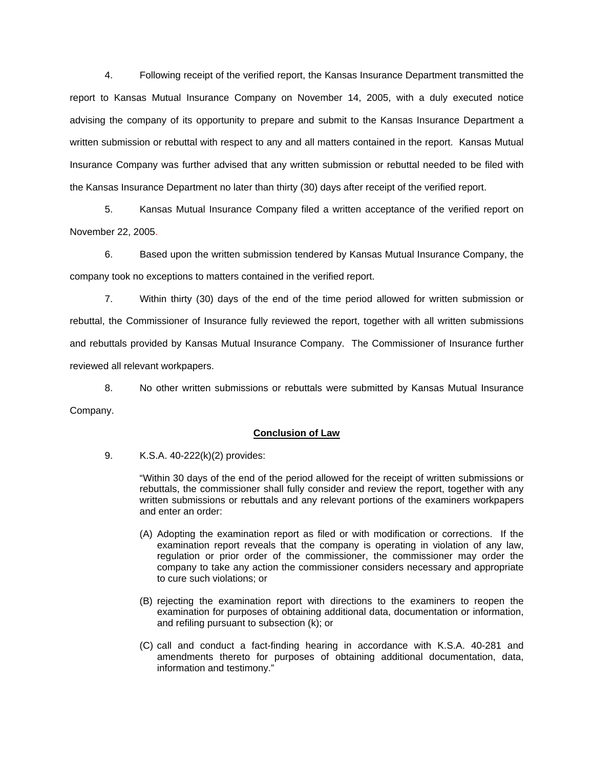4. Following receipt of the verified report, the Kansas Insurance Department transmitted the report to Kansas Mutual Insurance Company on November 14, 2005, with a duly executed notice advising the company of its opportunity to prepare and submit to the Kansas Insurance Department a written submission or rebuttal with respect to any and all matters contained in the report. Kansas Mutual Insurance Company was further advised that any written submission or rebuttal needed to be filed with the Kansas Insurance Department no later than thirty (30) days after receipt of the verified report.

5. Kansas Mutual Insurance Company filed a written acceptance of the verified report on November 22, 2005.

6. Based upon the written submission tendered by Kansas Mutual Insurance Company, the company took no exceptions to matters contained in the verified report.

7. Within thirty (30) days of the end of the time period allowed for written submission or rebuttal, the Commissioner of Insurance fully reviewed the report, together with all written submissions and rebuttals provided by Kansas Mutual Insurance Company. The Commissioner of Insurance further reviewed all relevant workpapers.

8. No other written submissions or rebuttals were submitted by Kansas Mutual Insurance Company.

## Conclusion of Law

9. K.S.A. 40-222(k)(2) provides:

> "Within 30 days of the end of the period allowed for the receipt of written submissions or rebuttals, the commissioner shall fully consider and review the report, together with any written submissions or rebuttals and any relevant portions of the examiners workpapers and enter an order:
>
> (A) Adopting the examination report as filed or with modification or corrections. If the examination report reveals that the company is operating in violation of any law, regulation or prior order of the commissioner, the commissioner may order the company to take any action the commissioner considers necessary and appropriate to cure such violations; or
>
> (B) rejecting the examination report with directions to the examiners to reopen the examination for purposes of obtaining additional data, documentation or information, and refiling pursuant to subsection (k); or
>
> (C) call and conduct a fact-finding hearing in accordance with K.S.A. 40-281 and amendments thereto for purposes of obtaining additional documentation, data, information and testimony."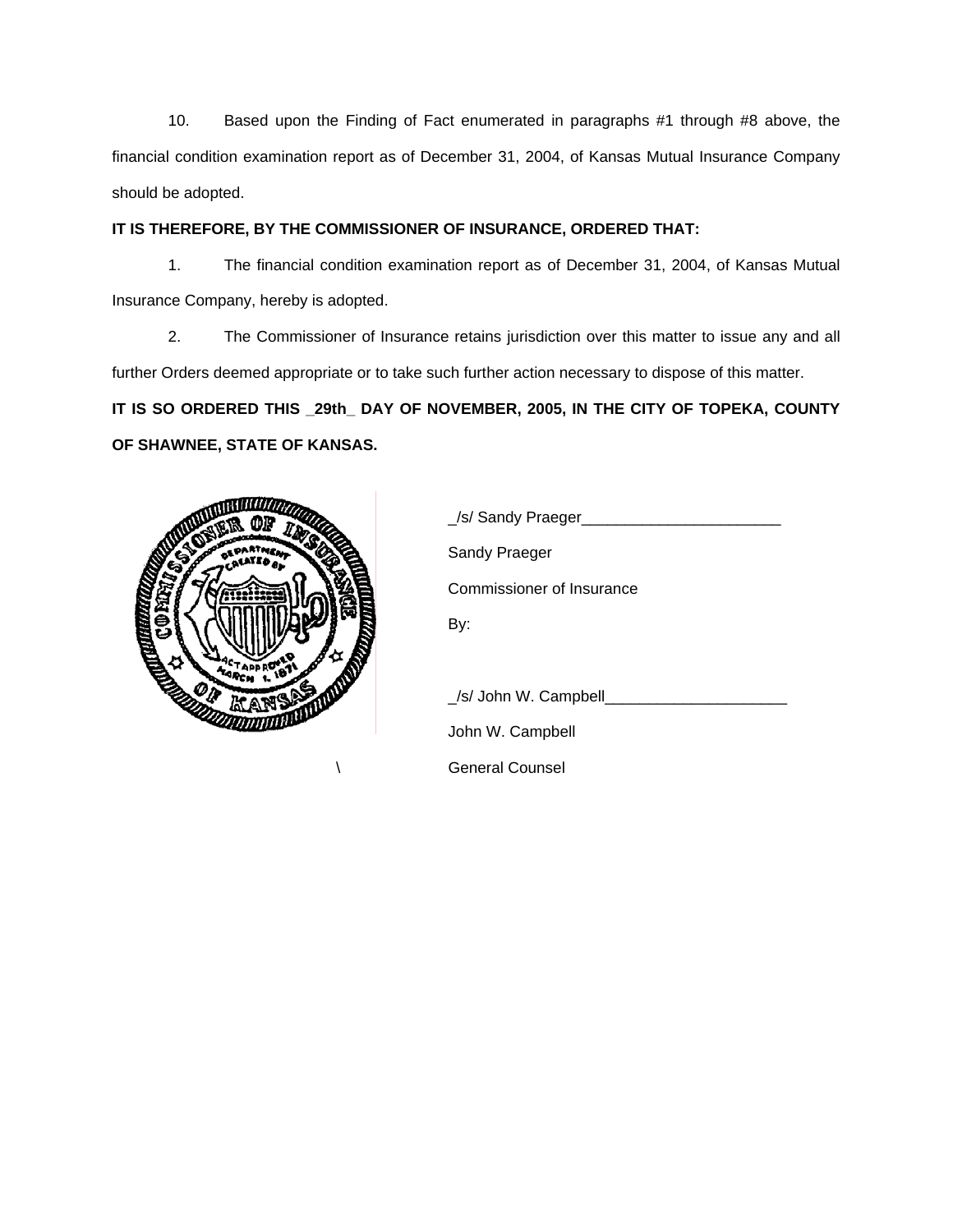10. Based upon the Finding of Fact enumerated in paragraphs #1 through #8 above, the financial condition examination report as of December 31, 2004, of Kansas Mutual Insurance Company should be adopted.

**IT IS THEREFORE, BY THE COMMISSIONER OF INSURANCE, ORDERED THAT:**

1. The financial condition examination report as of December 31, 2004, of Kansas Mutual Insurance Company, hereby is adopted.

2. The Commissioner of Insurance retains jurisdiction over this matter to issue any and all further Orders deemed appropriate or to take such further action necessary to dispose of this matter.

**IT IS SO ORDERED THIS _29th_ DAY OF NOVEMBER, 2005, IN THE CITY OF TOPEKA, COUNTY OF SHAWNEE, STATE OF KANSAS.**

_/s/ Sandy Praeger_______________________

Sandy Praeger

Commissioner of Insurance

By:

_/s/ John W. Campbell_____________________

John W. Campbell

General Counsel